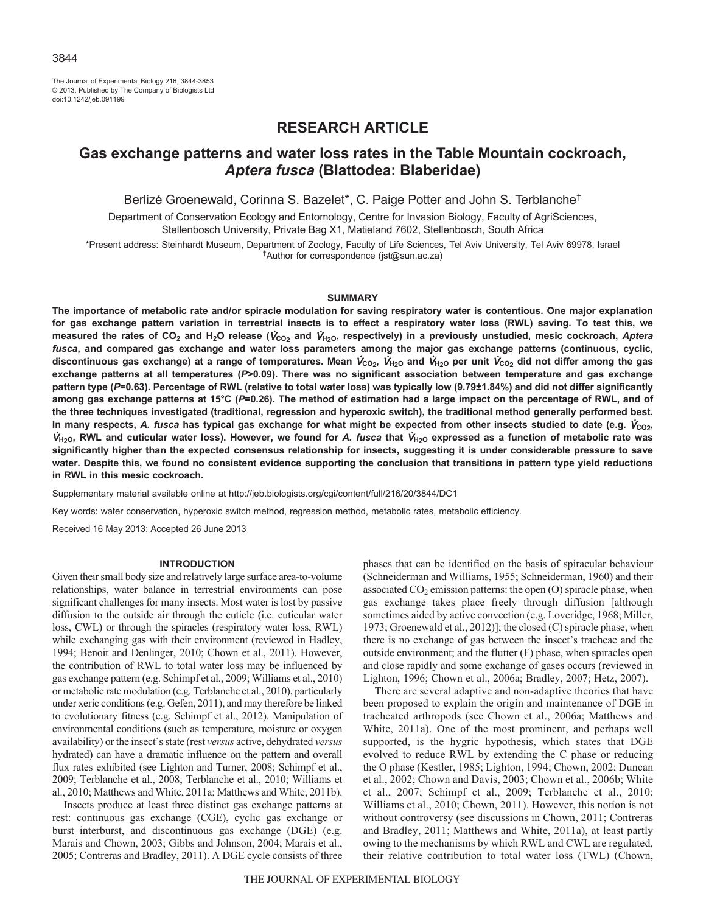# RESEARCH ARTICLE

## Gas exchange patterns and water loss rates in the Table Mountain cockroach, *Aptera fusca* (Blattodea: Blaberidae)

Berlizé Groenewald, Corinna S. Bazelet*, C. Paige Potter and John S. Terblanche†

Department of Conservation Ecology and Entomology, Centre for Invasion Biology, Faculty of AgriSciences, Stellenbosch University, Private Bag X1, Matieland 7602, Stellenbosch, South Africa

*Present address: Steinhardt Museum, Department of Zoology, Faculty of Life Sciences, Tel Aviv University, Tel Aviv 69978, Israel
†Author for correspondence (jst@sun.ac.za)

### SUMMARY

**The importance of metabolic rate and/or spiracle modulation for saving respiratory water is contentious. One major explanation for gas exchange pattern variation in terrestrial insects is to effect a respiratory water loss (RWL) saving. To test this, we measured the rates of $CO_2$ and $H_2O$ release ($\dot{V}_{CO_2}$ and $\dot{V}_{H_2O}$, respectively) in a previously unstudied, mesic cockroach, *Aptera fusca*, and compared gas exchange and water loss parameters among the major gas exchange patterns (continuous, cyclic, discontinuous gas exchange) at a range of temperatures. Mean $\dot{V}_{CO_2}$, $\dot{V}_{H_2O}$ and $\dot{V}_{H_2O}$ per unit $\dot{V}_{CO_2}$ did not differ among the gas exchange patterns at all temperatures ($P$>0.09). There was no significant association between temperature and gas exchange pattern type ($P$=0.63). Percentage of RWL (relative to total water loss) was typically low (9.79±1.84%) and did not differ significantly among gas exchange patterns at 15°C ($P$=0.26). The method of estimation had a large impact on the percentage of RWL, and of the three techniques investigated (traditional, regression and hyperoxic switch), the traditional method generally performed best. In many respects, *A. fusca* has typical gas exchange for what might be expected from other insects studied to date (e.g. $\dot{V}_{CO_2}$, $\dot{V}_{H_2O}$, RWL and cuticular water loss). However, we found for *A. fusca* that $\dot{V}_{H_2O}$ expressed as a function of metabolic rate was significantly higher than the expected consensus relationship for insects, suggesting it is under considerable pressure to save water. Despite this, we found no consistent evidence supporting the conclusion that transitions in pattern type yield reductions in RWL in this mesic cockroach.**

Supplementary material available online at http://jeb.biologists.org/cgi/content/full/216/20/3844/DC1

Key words: water conservation, hyperoxic switch method, regression method, metabolic rates, metabolic efficiency.

Received 16 May 2013; Accepted 26 June 2013

### INTRODUCTION

Given their small body size and relatively large surface area-to-volume relationships, water balance in terrestrial environments can pose significant challenges for many insects. Most water is lost by passive diffusion to the outside air through the cuticle (i.e. cuticular water loss, CWL) or through the spiracles (respiratory water loss, RWL) while exchanging gas with their environment (reviewed in Hadley, 1994; Benoit and Denlinger, 2010; Chown et al., 2011). However, the contribution of RWL to total water loss may be influenced by gas exchange pattern (e.g. Schimpf et al., 2009; Williams et al., 2010) or metabolic rate modulation (e.g. Terblanche et al., 2010), particularly under xeric conditions (e.g. Gefen, 2011), and may therefore be linked to evolutionary fitness (e.g. Schimpf et al., 2012). Manipulation of environmental conditions (such as temperature, moisture or oxygen availability) or the insect's state (rest *versus* active, dehydrated *versus* hydrated) can have a dramatic influence on the pattern and overall flux rates exhibited (see Lighton and Turner, 2008; Schimpf et al., 2009; Terblanche et al., 2008; Terblanche et al., 2010; Williams et al., 2010; Matthews and White, 2011a; Matthews and White, 2011b).

Insects produce at least three distinct gas exchange patterns at rest: continuous gas exchange (CGE), cyclic gas exchange or burst–interburst, and discontinuous gas exchange (DGE) (e.g. Marais and Chown, 2003; Gibbs and Johnson, 2004; Marais et al., 2005; Contreras and Bradley, 2011). A DGE cycle consists of three phases that can be identified on the basis of spiracular behaviour (Schneiderman and Williams, 1955; Schneiderman, 1960) and their associated $CO_2$ emission patterns: the open (O) spiracle phase, when gas exchange takes place freely through diffusion [although sometimes aided by active convection (e.g. Loveridge, 1968; Miller, 1973; Groenewald et al., 2012)]; the closed (C) spiracle phase, when there is no exchange of gas between the insect's tracheae and the outside environment; and the flutter (F) phase, when spiracles open and close rapidly and some exchange of gases occurs (reviewed in Lighton, 1996; Chown et al., 2006a; Bradley, 2007; Hetz, 2007).

There are several adaptive and non-adaptive theories that have been proposed to explain the origin and maintenance of DGE in tracheated arthropods (see Chown et al., 2006a; Matthews and White, 2011a). One of the most prominent, and perhaps well supported, is the hygric hypothesis, which states that DGE evolved to reduce RWL by extending the C phase or reducing the O phase (Kestler, 1985; Lighton, 1994; Chown, 2002; Duncan et al., 2002; Chown and Davis, 2003; Chown et al., 2006b; White et al., 2007; Schimpf et al., 2009; Terblanche et al., 2010; Williams et al., 2010; Chown, 2011). However, this notion is not without controversy (see discussions in Chown, 2011; Contreras and Bradley, 2011; Matthews and White, 2011a), at least partly owing to the mechanisms by which RWL and CWL are regulated, their relative contribution to total water loss (TWL) (Chown,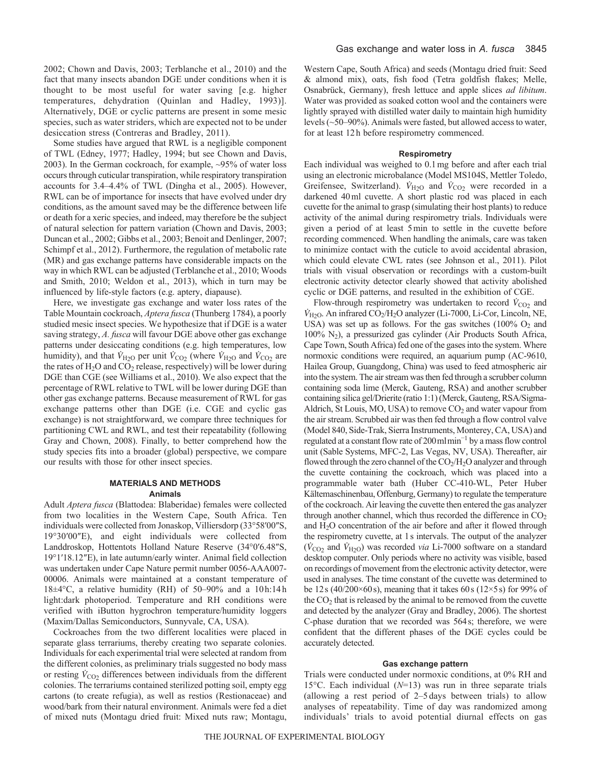2002; Chown and Davis, 2003; Terblanche et al., 2010) and the fact that many insects abandon DGE under conditions when it is thought to be most useful for water saving [e.g. higher temperatures, dehydration (Quinlan and Hadley, 1993)]. Alternatively, DGE or cyclic patterns are present in some mesic species, such as water striders, which are expected not to be under desiccation stress (Contreras and Bradley, 2011).

Some studies have argued that RWL is a negligible component of TWL (Edney, 1977; Hadley, 1994; but see Chown and Davis, 2003). In the German cockroach, for example, ~95% of water loss occurs through cuticular transpiration, while respiratory transpiration accounts for 3.4–4.4% of TWL (Dingha et al., 2005). However, RWL can be of importance for insects that have evolved under dry conditions, as the amount saved may be the difference between life or death for a xeric species, and indeed, may therefore be the subject of natural selection for pattern variation (Chown and Davis, 2003; Duncan et al., 2002; Gibbs et al., 2003; Benoit and Denlinger, 2007; Schimpf et al., 2012). Furthermore, the regulation of metabolic rate (MR) and gas exchange patterns have considerable impacts on the way in which RWL can be adjusted (Terblanche et al., 2010; Woods and Smith, 2010; Weldon et al., 2013), which in turn may be influenced by life-style factors (e.g. aptery, diapause).

Here, we investigate gas exchange and water loss rates of the Table Mountain cockroach, *Aptera fusca* (Thunberg 1784), a poorly studied mesic insect species. We hypothesize that if DGE is a water saving strategy, *A. fusca* will favour DGE above other gas exchange patterns under desiccating conditions (e.g. high temperatures, low humidity), and that $\dot{V}_{H_2O}$ per unit $\dot{V}_{CO_2}$ (where $\dot{V}_{H_2O}$ and $\dot{V}_{CO_2}$ are the rates of $H_2O$ and $CO_2$ release, respectively) will be lower during DGE than CGE (see Williams et al., 2010). We also expect that the percentage of RWL relative to TWL will be lower during DGE than other gas exchange patterns. Because measurement of RWL for gas exchange patterns other than DGE (i.e. CGE and cyclic gas exchange) is not straightforward, we compare three techniques for partitioning CWL and RWL, and test their repeatability (following Gray and Chown, 2008). Finally, to better comprehend how the study species fits into a broader (global) perspective, we compare our results with those for other insect species.

## MATERIALS AND METHODS

### Animals

Adult *Aptera fusca* (Blattodea: Blaberidae) females were collected from two localities in the Western Cape, South Africa. Ten individuals were collected from Jonaskop, Villiersdorp (33°58′00″S, 19°30′00″E), and eight individuals were collected from Landdroskop, Hottentots Holland Nature Reserve (34°0′6.48″S, 19°1′18.12″E), in late autumn/early winter. Animal field collection was undertaken under Cape Nature permit number 0056-AAA007-00006. Animals were maintained at a constant temperature of 18±4°C, a relative humidity (RH) of 50–90% and a 10h:14h light:dark photoperiod. Temperature and RH conditions were verified with iButton hygrochron temperature/humidity loggers (Maxim/Dallas Semiconductors, Sunnyvale, CA, USA).

Cockroaches from the two different localities were placed in separate glass terrariums, thereby creating two separate colonies. Individuals for each experimental trial were selected at random from the different colonies, as preliminary trials suggested no body mass or resting $\dot{V}_{CO_2}$ differences between individuals from the different colonies. The terrariums contained sterilized potting soil, empty egg cartons (to create refugia), as well as restios (Restionaceae) and wood/bark from their natural environment. Animals were fed a diet of mixed nuts (Montagu dried fruit: Mixed nuts raw; Montagu, Western Cape, South Africa) and seeds (Montagu dried fruit: Seed & almond mix), oats, fish food (Tetra goldfish flakes; Melle, Osnabrück, Germany), fresh lettuce and apple slices *ad libitum*. Water was provided as soaked cotton wool and the containers were lightly sprayed with distilled water daily to maintain high humidity levels (~50–90%). Animals were fasted, but allowed access to water, for at least 12h before respirometry commenced.

### Respirometry

Each individual was weighed to 0.1mg before and after each trial using an electronic microbalance (Model MS104S, Mettler Toledo, Greifensee, Switzerland). $\dot{V}_{H_2O}$ and $\dot{V}_{CO_2}$ were recorded in a darkened 40ml cuvette. A short plastic rod was placed in each cuvette for the animal to grasp (simulating their host plants) to reduce activity of the animal during respirometry trials. Individuals were given a period of at least 5min to settle in the cuvette before recording commenced. When handling the animals, care was taken to minimize contact with the cuticle to avoid accidental abrasion, which could elevate CWL rates (see Johnson et al., 2011). Pilot trials with visual observation or recordings with a custom-built electronic activity detector clearly showed that activity abolished cyclic or DGE patterns, and resulted in the exhibition of CGE.

Flow-through respirometry was undertaken to record $\dot{V}_{CO_2}$ and $\dot{V}_{H_2O}$. An infrared $CO_2$/$H_2O$ analyzer (Li-7000, Li-Cor, Lincoln, NE, USA) was set up as follows. For the gas switches (100% $O_2$ and 100% $N_2$), a pressurized gas cylinder (Air Products South Africa, Cape Town, South Africa) fed one of the gases into the system. Where normoxic conditions were required, an aquarium pump (AC-9610, Hailea Group, Guangdong, China) was used to feed atmospheric air into the system. The air stream was then fed through a scrubber column containing soda lime (Merck, Gauteng, RSA) and another scrubber containing silica gel/Drierite (ratio 1:1) (Merck, Gauteng, RSA/Sigma-Aldrich, St Louis, MO, USA) to remove $CO_2$ and water vapour from the air stream. Scrubbed air was then fed through a flow control valve (Model 840, Side-Trak, Sierra Instruments, Monterey, CA, USA) and regulated at a constant flow rate of 200 ml min$^{-1}$ by a mass flow control unit (Sable Systems, MFC-2, Las Vegas, NV, USA). Thereafter, air flowed through the zero channel of the $CO_2$/$H_2O$ analyzer and through the cuvette containing the cockroach, which was placed into a programmable water bath (Huber CC-410-WL, Peter Huber Kältemaschinenbau, Offenburg, Germany) to regulate the temperature of the cockroach. Air leaving the cuvette then entered the gas analyzer through another channel, which thus recorded the difference in $CO_2$ and $H_2O$ concentration of the air before and after it flowed through the respirometry cuvette, at 1s intervals. The output of the analyzer ($\dot{V}_{CO_2}$ and $\dot{V}_{H_2O}$) was recorded *via* Li-7000 software on a standard desktop computer. Only periods where no activity was visible, based on recordings of movement from the electronic activity detector, were used in analyses. The time constant of the cuvette was determined to be 12s (40/200×60s), meaning that it takes 60s (12×5s) for 99% of the $CO_2$ that is released by the animal to be removed from the cuvette and detected by the analyzer (Gray and Bradley, 2006). The shortest C-phase duration that we recorded was 564s; therefore, we were confident that the different phases of the DGE cycles could be accurately detected.

### Gas exchange pattern

Trials were conducted under normoxic conditions, at 0% RH and 15°C. Each individual ($N$=13) was run in three separate trials (allowing a rest period of 2–5 days between trials) to allow analyses of repeatability. Time of day was randomized among individuals' trials to avoid potential diurnal effects on gas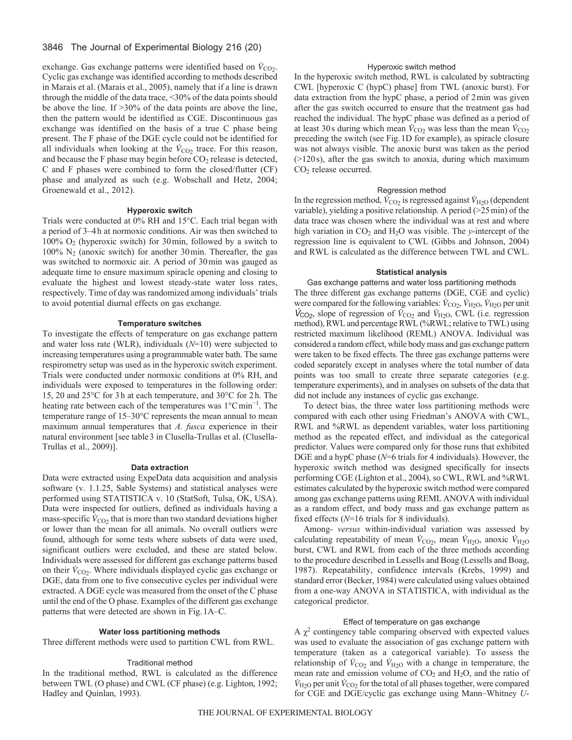exchange. Gas exchange patterns were identified based on $\dot{V}_{CO_2}$. Cyclic gas exchange was identified according to methods described in Marais et al. (Marais et al., 2005), namely that if a line is drawn through the middle of the data trace, <30% of the data points should be above the line. If >30% of the data points are above the line, then the pattern would be identified as CGE. Discontinuous gas exchange was identified on the basis of a true C phase being present. The F phase of the DGE cycle could not be identified for all individuals when looking at the $\dot{V}_{CO_2}$ trace. For this reason, and because the F phase may begin before $CO_2$ release is detected, C and F phases were combined to form the closed/flutter (CF) phase and analyzed as such (e.g. Wobschall and Hetz, 2004; Groenewald et al., 2012).

### Hyperoxic switch

Trials were conducted at 0% RH and 15°C. Each trial began with a period of 3–4 h at normoxic conditions. Air was then switched to 100% $O_2$ (hyperoxic switch) for 30 min, followed by a switch to 100% $N_2$ (anoxic switch) for another 30 min. Thereafter, the gas was switched to normoxic air. A period of 30 min was gauged as adequate time to ensure maximum spiracle opening and closing to evaluate the highest and lowest steady-state water loss rates, respectively. Time of day was randomized among individuals' trials to avoid potential diurnal effects on gas exchange.

### Temperature switches

To investigate the effects of temperature on gas exchange pattern and water loss rate (WLR), individuals ($N$=10) were subjected to increasing temperatures using a programmable water bath. The same respirometry setup was used as in the hyperoxic switch experiment. Trials were conducted under normoxic conditions at 0% RH, and individuals were exposed to temperatures in the following order: 15, 20 and 25°C for 3 h at each temperature, and 30°C for 2 h. The heating rate between each of the temperatures was 1°C min$^{-1}$. The temperature range of 15–30°C represents the mean annual to mean maximum annual temperatures that *A. fusca* experience in their natural environment [see table 3 in Clusella-Trullas et al. (Clusella-Trullas et al., 2009)].

### Data extraction

Data were extracted using ExpeData data acquisition and analysis software (v. 1.1.25, Sable Systems) and statistical analyses were performed using STATISTICA v. 10 (StatSoft, Tulsa, OK, USA). Data were inspected for outliers, defined as individuals having a mass-specific $\dot{V}_{CO_2}$ that is more than two standard deviations higher or lower than the mean for all animals. No overall outliers were found, although for some tests where subsets of data were used, significant outliers were excluded, and these are stated below. Individuals were assessed for different gas exchange patterns based on their $\dot{V}_{CO_2}$. Where individuals displayed cyclic gas exchange or DGE, data from one to five consecutive cycles per individual were extracted. A DGE cycle was measured from the onset of the C phase until the end of the O phase. Examples of the different gas exchange patterns that were detected are shown in Fig. 1A–C.

### Water loss partitioning methods

Three different methods were used to partition CWL from RWL.

#### Traditional method

In the traditional method, RWL is calculated as the difference between TWL (O phase) and CWL (CF phase) (e.g. Lighton, 1992; Hadley and Quinlan, 1993).

#### Hyperoxic switch method

In the hyperoxic switch method, RWL is calculated by subtracting CWL [hyperoxic C (hypC) phase] from TWL (anoxic burst). For data extraction from the hypC phase, a period of 2 min was given after the gas switch occurred to ensure that the treatment gas had reached the individual. The hypC phase was defined as a period of at least 30 s during which mean $\dot{V}_{CO_2}$ was less than the mean $\dot{V}_{CO_2}$ preceding the switch (see Fig. 1D for example), as spiracle closure was not always visible. The anoxic burst was taken as the period (>120 s), after the gas switch to anoxia, during which maximum $CO_2$ release occurred.

#### Regression method

In the regression method, $\dot{V}_{CO_2}$ is regressed against $\dot{V}_{H_2O}$ (dependent variable), yielding a positive relationship. A period (>25 min) of the data trace was chosen where the individual was at rest and where high variation in $CO_2$ and $H_2O$ was visible. The $y$-intercept of the regression line is equivalent to CWL (Gibbs and Johnson, 2004) and RWL is calculated as the difference between TWL and CWL.

### Statistical analysis

#### Gas exchange patterns and water loss partitioning methods

The three different gas exchange patterns (DGE, CGE and cyclic) were compared for the following variables: $\dot{V}_{CO_2}$, $\dot{V}_{H_2O}$, $\dot{V}_{H_2O}$ per unit $\dot{V}_{CO_2}$, slope of regression of $\dot{V}_{CO_2}$ and $\dot{V}_{H_2O}$, CWL (i.e. regression method), RWL and percentage RWL (%RWL; relative to TWL) using restricted maximum likelihood (REML) ANOVA. Individual was considered a random effect, while body mass and gas exchange pattern were taken to be fixed effects. The three gas exchange patterns were coded separately except in analyses where the total number of data points was too small to create three separate categories (e.g. temperature experiments), and in analyses on subsets of the data that did not include any instances of cyclic gas exchange.

To detect bias, the three water loss partitioning methods were compared with each other using Friedman's ANOVA with CWL, RWL and %RWL as dependent variables, water loss partitioning method as the repeated effect, and individual as the categorical predictor. Values were compared only for those runs that exhibited DGE and a hypC phase ($N$=6 trials for 4 individuals). However, the hyperoxic switch method was designed specifically for insects performing CGE (Lighton et al., 2004), so CWL, RWL and %RWL estimates calculated by the hyperoxic switch method were compared among gas exchange patterns using REML ANOVA with individual as a random effect, and body mass and gas exchange pattern as fixed effects ($N$=16 trials for 8 individuals).

Among- *versus* within-individual variation was assessed by calculating repeatability of mean $\dot{V}_{CO_2}$, mean $\dot{V}_{H_2O}$, anoxic $\dot{V}_{H_2O}$ burst, CWL and RWL from each of the three methods according to the procedure described in Lessells and Boag (Lessells and Boag, 1987). Repeatability, confidence intervals (Krebs, 1999) and standard error (Becker, 1984) were calculated using values obtained from a one-way ANOVA in STATISTICA, with individual as the categorical predictor.

#### Effect of temperature on gas exchange

A $\chi^2$ contingency table comparing observed with expected values was used to evaluate the association of gas exchange pattern with temperature (taken as a categorical variable). To assess the relationship of $\dot{V}_{CO_2}$ and $\dot{V}_{H_2O}$ with a change in temperature, the mean rate and emission volume of $CO_2$ and $H_2O$, and the ratio of $\dot{V}_{H_2O}$ per unit $\dot{V}_{CO_2}$ for the total of all phases together, were compared for CGE and DGE/cyclic gas exchange using Mann–Whitney $U$-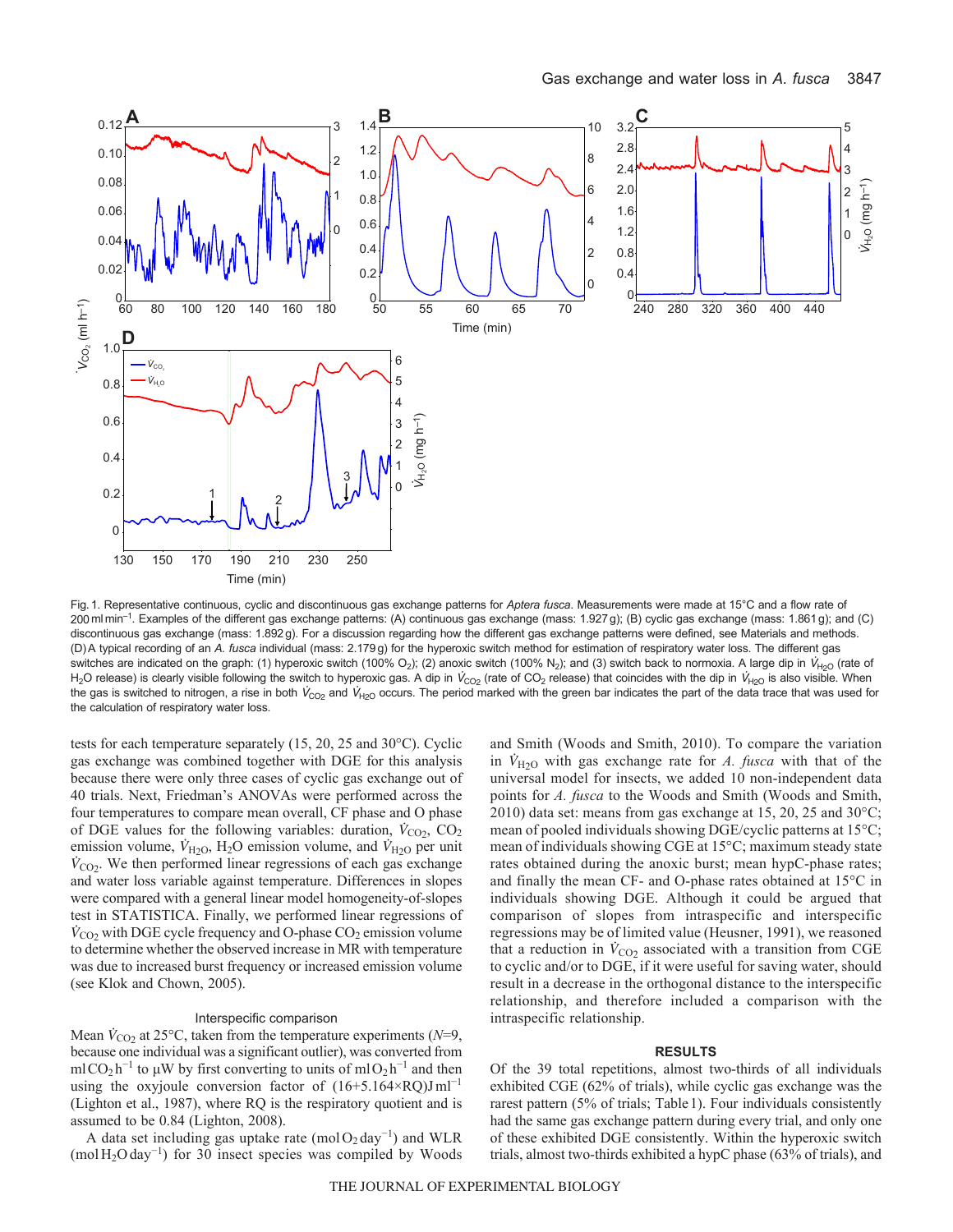Fig. 1. Representative continuous, cyclic and discontinuous gas exchange patterns for *Aptera fusca*. Measurements were made at 15°C and a flow rate of 200 ml min$^{-1}$. Examples of the different gas exchange patterns: (A) continuous gas exchange (mass: 1.927 g); (B) cyclic gas exchange (mass: 1.861 g); and (C) discontinuous gas exchange (mass: 1.892 g). For a discussion regarding how the different gas exchange patterns were defined, see Materials and methods. (D) A typical recording of an *A. fusca* individual (mass: 2.179 g) for the hyperoxic switch method for estimation of respiratory water loss. The different gas switches are indicated on the graph: (1) hyperoxic switch (100% $O_2$); (2) anoxic switch (100% $N_2$); and (3) switch back to normoxia. A large dip in $\dot{V}_{H_2O}$ (rate of $H_2O$ release) is clearly visible following the switch to hyperoxic gas. A dip in $\dot{V}_{CO_2}$ (rate of $CO_2$ release) that coincides with the dip in $\dot{V}_{H_2O}$ is also visible. When the gas is switched to nitrogen, a rise in both $\dot{V}_{CO_2}$ and $\dot{V}_{H_2O}$ occurs. The period marked with the green bar indicates the part of the data trace that was used for the calculation of respiratory water loss.

tests for each temperature separately (15, 20, 25 and 30°C). Cyclic gas exchange was combined together with DGE for this analysis because there were only three cases of cyclic gas exchange out of 40 trials. Next, Friedman's ANOVAs were performed across the four temperatures to compare mean overall, CF phase and O phase of DGE values for the following variables: duration, $\dot{V}_{CO_2}$, $CO_2$ emission volume, $\dot{V}_{H_2O}$, $H_2O$ emission volume, and $\dot{V}_{H_2O}$ per unit $\dot{V}_{CO_2}$. We then performed linear regressions of each gas exchange and water loss variable against temperature. Differences in slopes were compared with a general linear model homogeneity-of-slopes test in STATISTICA. Finally, we performed linear regressions of $\dot{V}_{CO_2}$ with DGE cycle frequency and O-phase $CO_2$ emission volume to determine whether the observed increase in MR with temperature was due to increased burst frequency or increased emission volume (see Klok and Chown, 2005).

### Interspecific comparison

Mean $\dot{V}_{CO_2}$ at 25°C, taken from the temperature experiments ($N$=9, because one individual was a significant outlier), was converted from ml $CO_2$ h$^{-1}$ to μW by first converting to units of ml $O_2$ h$^{-1}$ and then using the oxyjoule conversion factor of (16+5.164×RQ) J ml$^{-1}$ (Lighton et al., 1987), where RQ is the respiratory quotient and is assumed to be 0.84 (Lighton, 2008).

A data set including gas uptake rate (mol $O_2$ day$^{-1}$) and WLR (mol $H_2O$ day$^{-1}$) for 30 insect species was compiled by Woods and Smith (Woods and Smith, 2010). To compare the variation in $\dot{V}_{H_2O}$ with gas exchange rate for *A. fusca* with that of the universal model for insects, we added 10 non-independent data points for *A. fusca* to the Woods and Smith (Woods and Smith, 2010) data set: means from gas exchange at 15, 20, 25 and 30°C; mean of pooled individuals showing DGE/cyclic patterns at 15°C; mean of individuals showing CGE at 15°C; maximum steady state rates obtained during the anoxic burst; mean hypC-phase rates; and finally the mean CF- and O-phase rates obtained at 15°C in individuals showing DGE. Although it could be argued that comparison of slopes from intraspecific and interspecific regressions may be of limited value (Heusner, 1991), we reasoned that a reduction in $\dot{V}_{CO_2}$ associated with a transition from CGE to cyclic and/or to DGE, if it were useful for saving water, should result in a decrease in the orthogonal distance to the interspecific relationship, and therefore included a comparison with the intraspecific relationship.

## RESULTS

Of the 39 total repetitions, almost two-thirds of all individuals exhibited CGE (62% of trials), while cyclic gas exchange was the rarest pattern (5% of trials; Table 1). Four individuals consistently had the same gas exchange pattern during every trial, and only one of these exhibited DGE consistently. Within the hyperoxic switch trials, almost two-thirds exhibited a hypC phase (63% of trials), and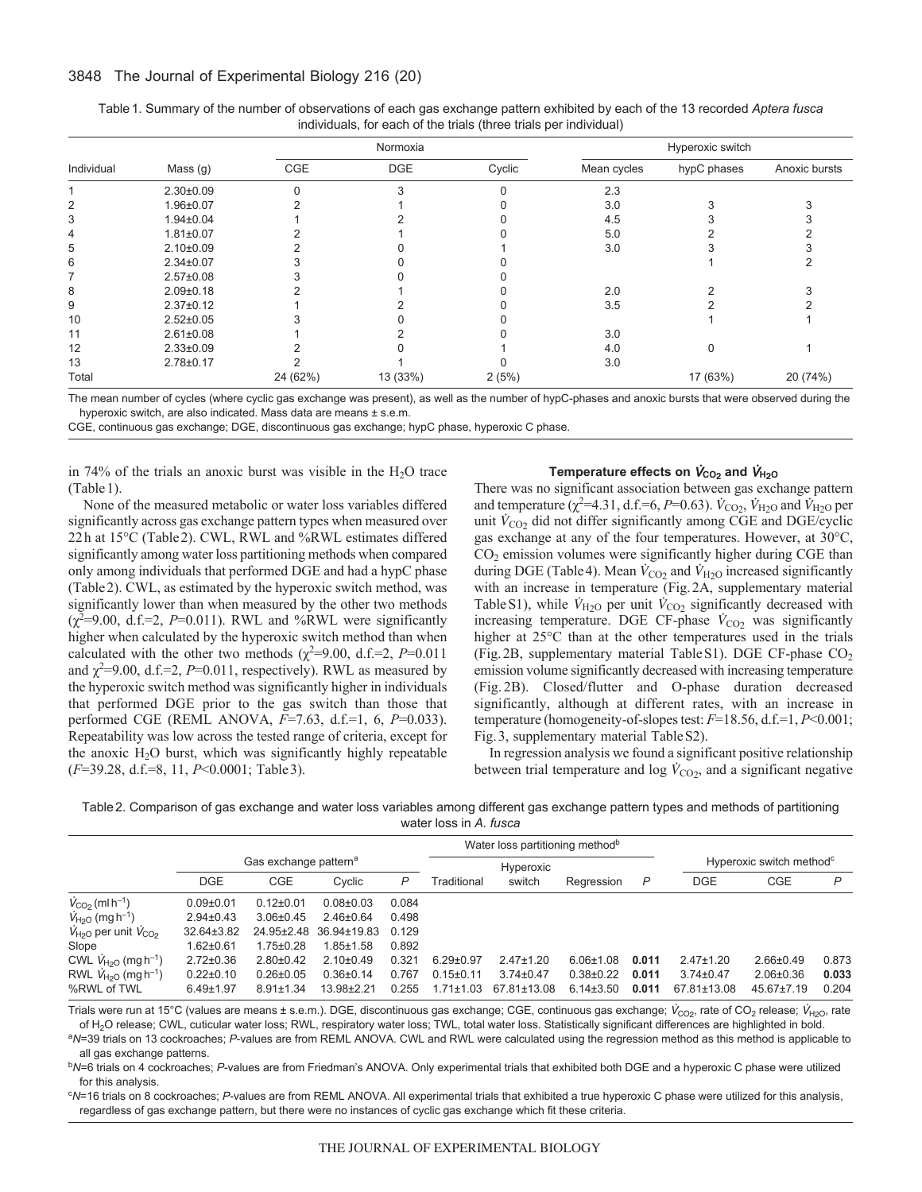Table 1. Summary of the number of observations of each gas exchange pattern exhibited by each of the 13 recorded *Aptera fusca* individuals, for each of the trials (three trials per individual)

| Individual | Mass (g) | Normoxia | | | Hyperoxic switch | | |
|---|---|---|---|---|---|---|---|
| | | CGE | DGE | Cyclic | Mean cycles | hypC phases | Anoxic bursts |
| 1 | 2.30±0.09 | 0 | 3 | 0 | 2.3 | | |
| 2 | 1.96±0.07 | 2 | 1 | 0 | 3.0 | 3 | 3 |
| 3 | 1.94±0.04 | 1 | 2 | 0 | 4.5 | 3 | 3 |
| 4 | 1.81±0.07 | 2 | 1 | 0 | 5.0 | 2 | 2 |
| 5 | 2.10±0.09 | 2 | 0 | 1 | 3.0 | 3 | 3 |
| 6 | 2.34±0.07 | 3 | 0 | 0 | | 1 | 2 |
| 7 | 2.57±0.08 | 3 | 0 | 0 | | | |
| 8 | 2.09±0.18 | 2 | 1 | 0 | 2.0 | 2 | 3 |
| 9 | 2.37±0.12 | 1 | 2 | 0 | 3.5 | 2 | 2 |
| 10 | 2.52±0.05 | 3 | 0 | 0 | | 1 | 1 |
| 11 | 2.61±0.08 | 1 | 2 | 0 | 3.0 | | |
| 12 | 2.33±0.09 | 2 | 0 | 1 | 4.0 | 0 | 1 |
| 13 | 2.78±0.17 | 2 | 1 | 0 | 3.0 | | |
| Total | | 24 (62%) | 13 (33%) | 2 (5%) | | 17 (63%) | 20 (74%) |

The mean number of cycles (where cyclic gas exchange was present), as well as the number of hypC-phases and anoxic bursts that were observed during the hyperoxic switch, are also indicated. Mass data are means ± s.e.m.

CGE, continuous gas exchange; DGE, discontinuous gas exchange; hypC phase, hyperoxic C phase.

in 74% of the trials an anoxic burst was visible in the $H_2O$ trace (Table 1).

None of the measured metabolic or water loss variables differed significantly across gas exchange pattern types when measured over 22 h at 15°C (Table 2). CWL, RWL and %RWL estimates differed significantly among water loss partitioning methods when compared only among individuals that performed DGE and had a hypC phase (Table 2). CWL, as estimated by the hyperoxic switch method, was significantly lower than when measured by the other two methods ($\chi^2$=9.00, d.f.=2, $P$=0.011). RWL and %RWL were significantly higher when calculated by the hyperoxic switch method than when calculated with the other two methods ($\chi^2$=9.00, d.f.=2, $P$=0.011 and $\chi^2$=9.00, d.f.=2, $P$=0.011, respectively). RWL as measured by the hyperoxic switch method was significantly higher in individuals that performed DGE prior to the gas switch than those that performed CGE (REML ANOVA, $F$=7.63, d.f.=1, 6, $P$=0.033). Repeatability was low across the tested range of criteria, except for the anoxic $H_2O$ burst, which was significantly highly repeatable ($F$=39.28, d.f.=8, 11, $P$<0.0001; Table 3).

### Temperature effects on $\dot{V}_{CO_2}$ and $\dot{V}_{H_2O}$

There was no significant association between gas exchange pattern and temperature ($\chi^2$=4.31, d.f.=6, $P$=0.63). $\dot{V}_{CO_2}$, $\dot{V}_{H_2O}$ and $\dot{V}_{H_2O}$ per unit $\dot{V}_{CO_2}$ did not differ significantly among CGE and DGE/cyclic gas exchange at any of the four temperatures. However, at 30°C, $CO_2$ emission volumes were significantly higher during CGE than during DGE (Table 4). Mean $\dot{V}_{CO_2}$ and $\dot{V}_{H_2O}$ increased significantly with an increase in temperature (Fig. 2A, supplementary material Table S1), while $\dot{V}_{H_2O}$ per unit $\dot{V}_{CO_2}$ significantly decreased with increasing temperature. DGE CF-phase $\dot{V}_{CO_2}$ was significantly higher at 25°C than at the other temperatures used in the trials (Fig. 2B, supplementary material Table S1). DGE CF-phase $CO_2$ emission volume significantly decreased with increasing temperature (Fig. 2B). Closed/flutter and O-phase duration decreased significantly, although at different rates, with an increase in temperature (homogeneity-of-slopes test: $F$=18.56, d.f.=1, $P$<0.001; Fig. 3, supplementary material Table S2).

In regression analysis we found a significant positive relationship between trial temperature and log $\dot{V}_{CO_2}$, and a significant negative

Table 2. Comparison of gas exchange and water loss variables among different gas exchange pattern types and methods of partitioning water loss in *A. fusca*

| | Gas exchange pattern[a] | | | | Water loss partitioning method[b] | | | | Hyperoxic switch method[c] | | |
|---|---|---|---|---|---|---|---|---|---|---|---|
| | DGE | CGE | Cyclic | $P$ | Traditional | Hyperoxic switch | Regression | $P$ | DGE | CGE | $P$ |
| $\dot{V}_{CO_2}$ (ml h$^{-1}$) | 0.09±0.01 | 0.12±0.01 | 0.08±0.03 | 0.084 | | | | | | | |
| $\dot{V}_{H_2O}$ (mg h$^{-1}$) | 2.94±0.43 | 3.06±0.45 | 2.46±0.64 | 0.498 | | | | | | | |
| $\dot{V}_{H_2O}$ per unit $\dot{V}_{CO_2}$ | 32.64±3.82 | 24.95±2.48 | 36.94±19.83 | 0.129 | | | | | | | |
| Slope | 1.62±0.61 | 1.75±0.28 | 1.85±1.58 | 0.892 | | | | | | | |
| CWL $\dot{V}_{H_2O}$ (mg h$^{-1}$) | 2.72±0.36 | 2.80±0.42 | 2.10±0.49 | 0.321 | 6.29±0.97 | 2.47±1.20 | 6.06±1.08 | **0.011** | 2.47±1.20 | 2.66±0.49 | 0.873 |
| RWL $\dot{V}_{H_2O}$ (mg h$^{-1}$) | 0.22±0.10 | 0.26±0.05 | 0.36±0.14 | 0.767 | 0.15±0.11 | 3.74±0.47 | 0.38±0.22 | **0.011** | 3.74±0.47 | 2.06±0.36 | **0.033** |
| %RWL of TWL | 6.49±1.97 | 8.91±1.34 | 13.98±2.21 | 0.255 | 1.71±1.03 | 67.81±13.08 | 6.14±3.50 | **0.011** | 67.81±13.08 | 45.67±7.19 | 0.204 |

Trials were run at 15°C (values are means ± s.e.m.). DGE, discontinuous gas exchange; CGE, continuous gas exchange; $\dot{V}_{CO_2}$, rate of $CO_2$ release; $\dot{V}_{H_2O}$, rate of $H_2O$ release; CWL, cuticular water loss; RWL, respiratory water loss; TWL, total water loss. Statistically significant differences are highlighted in bold.

[a]$N$=39 trials on 13 cockroaches; $P$-values are from REML ANOVA. CWL and RWL were calculated using the regression method as this method is applicable to all gas exchange patterns.

[b]$N$=6 trials on 4 cockroaches; $P$-values are from Friedman's ANOVA. Only experimental trials that exhibited both DGE and a hyperoxic C phase were utilized for this analysis.

[c]$N$=16 trials on 8 cockroaches; $P$-values are from REML ANOVA. All experimental trials that exhibited a true hyperoxic C phase were utilized for this analysis, regardless of gas exchange pattern, but there were no instances of cyclic gas exchange which fit these criteria.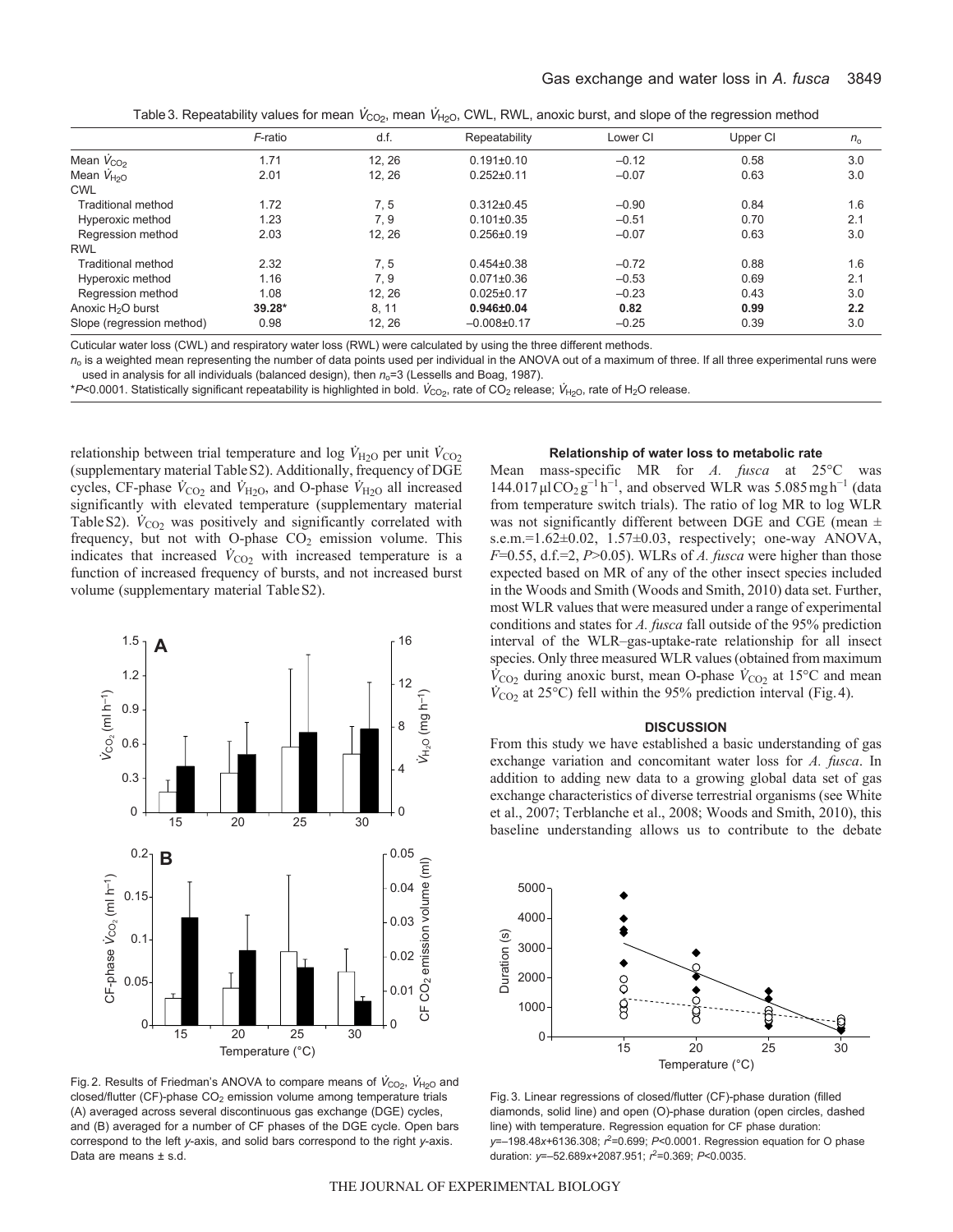Table 3. Repeatability values for mean $\dot{V}_{CO_2}$, mean $\dot{V}_{H_2O}$, CWL, RWL, anoxic burst, and slope of the regression method

| | *F*-ratio | d.f. | Repeatability | Lower CI | Upper CI | $n_o$ |
|---|---|---|---|---|---|---|
| Mean $\dot{V}_{CO_2}$ | 1.71 | 12, 26 | 0.191±0.10 | –0.12 | 0.58 | 3.0 |
| Mean $\dot{V}_{H_2O}$ | 2.01 | 12, 26 | 0.252±0.11 | –0.07 | 0.63 | 3.0 |
| CWL | | | | | | |
| Traditional method | 1.72 | 7, 5 | 0.312±0.45 | –0.90 | 0.84 | 1.6 |
| Hyperoxic method | 1.23 | 7, 9 | 0.101±0.35 | –0.51 | 0.70 | 2.1 |
| Regression method | 2.03 | 12, 26 | 0.256±0.19 | –0.07 | 0.63 | 3.0 |
| RWL | | | | | | |
| Traditional method | 2.32 | 7, 5 | 0.454±0.38 | –0.72 | 0.88 | 1.6 |
| Hyperoxic method | 1.16 | 7, 9 | 0.071±0.36 | –0.53 | 0.69 | 2.1 |
| Regression method | 1.08 | 12, 26 | 0.025±0.17 | –0.23 | 0.43 | 3.0 |
| Anoxic $H_2O$ burst | **39.28*** | 8, 11 | **0.946±0.04** | **0.82** | **0.99** | **2.2** |
| Slope (regression method) | 0.98 | 12, 26 | –0.008±0.17 | –0.25 | 0.39 | 3.0 |

Cuticular water loss (CWL) and respiratory water loss (RWL) were calculated by using the three different methods.

$n_o$ is a weighted mean representing the number of data points used per individual in the ANOVA out of a maximum of three. If all three experimental runs were used in analysis for all individuals (balanced design), then $n_o$=3 (Lessells and Boag, 1987).

*$P$<0.0001. Statistically significant repeatability is highlighted in bold. $\dot{V}_{CO_2}$, rate of $CO_2$ release; $\dot{V}_{H_2O}$, rate of $H_2O$ release.

relationship between trial temperature and log $\dot{V}_{H_2O}$ per unit $\dot{V}_{CO_2}$ (supplementary material Table S2). Additionally, frequency of DGE cycles, CF-phase $\dot{V}_{CO_2}$ and $\dot{V}_{H_2O}$, and O-phase $\dot{V}_{H_2O}$ all increased significantly with elevated temperature (supplementary material Table S2). $\dot{V}_{CO_2}$ was positively and significantly correlated with frequency, but not with O-phase $CO_2$ emission volume. This indicates that increased $\dot{V}_{CO_2}$ with increased temperature is a function of increased frequency of bursts, and not increased burst volume (supplementary material Table S2).

Fig. 2. Results of Friedman's ANOVA to compare means of $\dot{V}_{CO_2}$, $\dot{V}_{H_2O}$ and closed/flutter (CF)-phase $CO_2$ emission volume among temperature trials (A) averaged across several discontinuous gas exchange (DGE) cycles, and (B) averaged for a number of CF phases of the DGE cycle. Open bars correspond to the left *y*-axis, and solid bars correspond to the right *y*-axis. Data are means ± s.d.

#### Relationship of water loss to metabolic rate

Mean mass-specific MR for *A. fusca* at 25°C was 144.017 µl $CO_2$ $g^{-1}$ $h^{-1}$, and observed WLR was 5.085 mg $h^{-1}$ (data from temperature switch trials). The ratio of log MR to log WLR was not significantly different between DGE and CGE (mean ± s.e.m.=1.62±0.02, 1.57±0.03, respectively; one-way ANOVA, $F$=0.55, d.f.=2, $P$>0.05). WLRs of *A. fusca* were higher than those expected based on MR of any of the other insect species included in the Woods and Smith (Woods and Smith, 2010) data set. Further, most WLR values that were measured under a range of experimental conditions and states for *A. fusca* fall outside of the 95% prediction interval of the WLR–gas-uptake-rate relationship for all insect species. Only three measured WLR values (obtained from maximum $\dot{V}_{CO_2}$ during anoxic burst, mean O-phase $\dot{V}_{CO_2}$ at 15°C and mean $\dot{V}_{CO_2}$ at 25°C) fell within the 95% prediction interval (Fig. 4).

## DISCUSSION

From this study we have established a basic understanding of gas exchange variation and concomitant water loss for *A. fusca*. In addition to adding new data to a growing global data set of gas exchange characteristics of diverse terrestrial organisms (see White et al., 2007; Terblanche et al., 2008; Woods and Smith, 2010), this baseline understanding allows us to contribute to the debate

Fig. 3. Linear regressions of closed/flutter (CF)-phase duration (filled diamonds, solid line) and open (O)-phase duration (open circles, dashed line) with temperature. Regression equation for CF phase duration: $y$=–198.48$x$+6136.308; $r^2$=0.699; $P$<0.0001. Regression equation for O phase duration: $y$=–52.689$x$+2087.951; $r^2$=0.369; $P$<0.0035.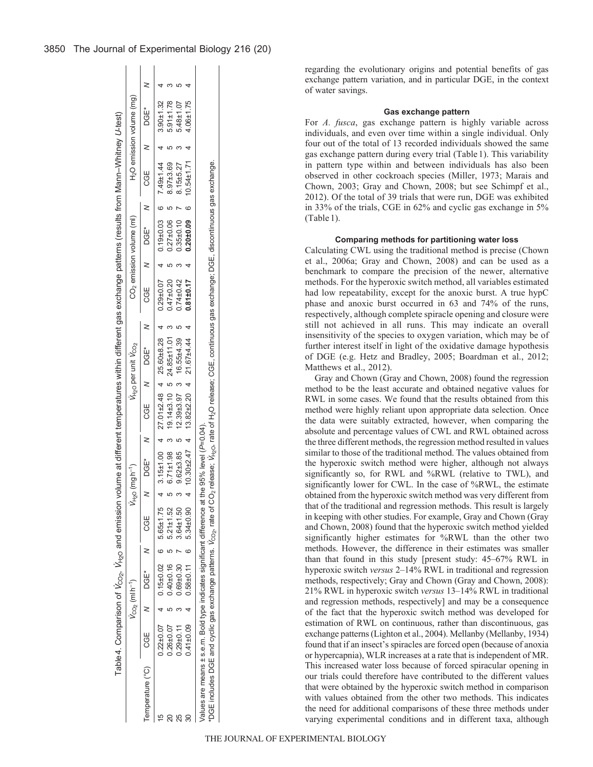Table 4. Comparison of $\dot{V}_{CO_2}$, $\dot{V}_{H_2O}$ and emission volume at different temperatures within different gas exchange patterns (results from Mann–Whitney *U*-test)

| Temperature (°C) | $\dot{V}_{CO_2}$ (ml h$^{-1}$) | | | | $\dot{V}_{H_2O}$ (mg h$^{-1}$) | | | | $\dot{V}_{H_2O}$ per unit $\dot{V}_{CO_2}$ | | | | $CO_2$ emission volume (ml) | | | | $H_2O$ emission volume (mg) | | | |
|---|---|---|---|---|---|---|---|---|---|---|---|---|---|---|---|---|---|---|---|---|
| | CGE | *N* | DGE* | *N* | CGE | *N* | DGE* | *N* | CGE | *N* | DGE* | *N* | CGE | *N* | DGE* | *N* | CGE | *N* | DGE* | *N* |
| 15 | 0.22±0.07 | 4 | 0.15±0.02 | 6 | 5.65±1.75 | 4 | 3.15±1.00 | 4 | 27.01±2.48 | 4 | 25.60±8.28 | 4 | 0.29±0.07 | 4 | 0.19±0.03 | 6 | 7.49±1.44 | 4 | 3.90±1.32 | 4 |
| 20 | 0.26±0.07 | 5 | 0.40±0.16 | 5 | 5.21±1.52 | 5 | 6.71±1.98 | 3 | 19.14±3.10 | 5 | 24.85±11.01 | 3 | 0.47±0.20 | 5 | 0.27±0.06 | 5 | 8.97±3.69 | 5 | 5.91±1.78 | 3 |
| 25 | 0.29±0.11 | 3 | 0.69±0.30 | 7 | 3.64±1.50 | 3 | 9.62±3.85 | 5 | 12.39±3.97 | 3 | 16.55±4.39 | 5 | 0.74±0.42 | 3 | 0.35±0.10 | 7 | 8.15±5.27 | 3 | 5.48±1.07 | 5 |
| 30 | 0.41±0.09 | 4 | 0.58±0.11 | 6 | 5.34±0.90 | 4 | 10.30±2.47 | 4 | 13.82±2.20 | 4 | 21.67±4.44 | 4 | **0.81±0.17** | 4 | **0.20±0.09** | 6 | 10.54±1.71 | 4 | 4.06±1.75 | 4 |

Values are means ± s.e.m. Bold type indicates significant difference at the 95% level ($P$=0.04).

*DGE includes DGE and cyclic gas exchange patterns. $\dot{V}_{CO_2}$, rate of $CO_2$ release; $\dot{V}_{H_2O}$, rate of $H_2O$ release; CGE, continuous gas exchange; DGE, discontinuous gas exchange.

regarding the evolutionary origins and potential benefits of gas exchange pattern variation, and in particular DGE, in the context of water savings.

### Gas exchange pattern

For *A. fusca*, gas exchange pattern is highly variable across individuals, and even over time within a single individual. Only four out of the total of 13 recorded individuals showed the same gas exchange pattern during every trial (Table 1). This variability in pattern type within and between individuals has also been observed in other cockroach species (Miller, 1973; Marais and Chown, 2003; Gray and Chown, 2008; but see Schimpf et al., 2012). Of the total of 39 trials that were run, DGE was exhibited in 33% of the trials, CGE in 62% and cyclic gas exchange in 5% (Table 1).

### Comparing methods for partitioning water loss

Calculating CWL using the traditional method is precise (Chown et al., 2006a; Gray and Chown, 2008) and can be used as a benchmark to compare the precision of the newer, alternative methods. For the hyperoxic switch method, all variables estimated had low repeatability, except for the anoxic burst. A true hypC phase and anoxic burst occurred in 63 and 74% of the runs, respectively, although complete spiracle opening and closure were still not achieved in all runs. This may indicate an overall insensitivity of the species to oxygen variation, which may be of further interest itself in light of the oxidative damage hypothesis of DGE (e.g. Hetz and Bradley, 2005; Boardman et al., 2012; Matthews et al., 2012).

Gray and Chown (Gray and Chown, 2008) found the regression method to be the least accurate and obtained negative values for RWL in some cases. We found that the results obtained from this method were highly reliant upon appropriate data selection. Once the data were suitably extracted, however, when comparing the absolute and percentage values of CWL and RWL obtained across the three different methods, the regression method resulted in values similar to those of the traditional method. The values obtained from the hyperoxic switch method were higher, although not always significantly so, for RWL and %RWL (relative to TWL), and significantly lower for CWL. In the case of %RWL, the estimate obtained from the hyperoxic switch method was very different from that of the traditional and regression methods. This result is largely in keeping with other studies. For example, Gray and Chown (Gray and Chown, 2008) found that the hyperoxic switch method yielded significantly higher estimates for %RWL than the other two methods. However, the difference in their estimates was smaller than that found in this study [present study: 45–67% RWL in hyperoxic switch *versus* 2–14% RWL in traditional and regression methods, respectively; Gray and Chown (Gray and Chown, 2008): 21% RWL in hyperoxic switch *versus* 13–14% RWL in traditional and regression methods, respectively] and may be a consequence of the fact that the hyperoxic switch method was developed for estimation of RWL on continuous, rather than discontinuous, gas exchange patterns (Lighton et al., 2004). Mellanby (Mellanby, 1934) found that if an insect's spiracles are forced open (because of anoxia or hypercapnia), WLR increases at a rate that is independent of MR. This increased water loss because of forced spiracular opening in our trials could therefore have contributed to the different values that were obtained by the hyperoxic switch method in comparison with values obtained from the other two methods. This indicates the need for additional comparisons of these three methods under varying experimental conditions and in different taxa, although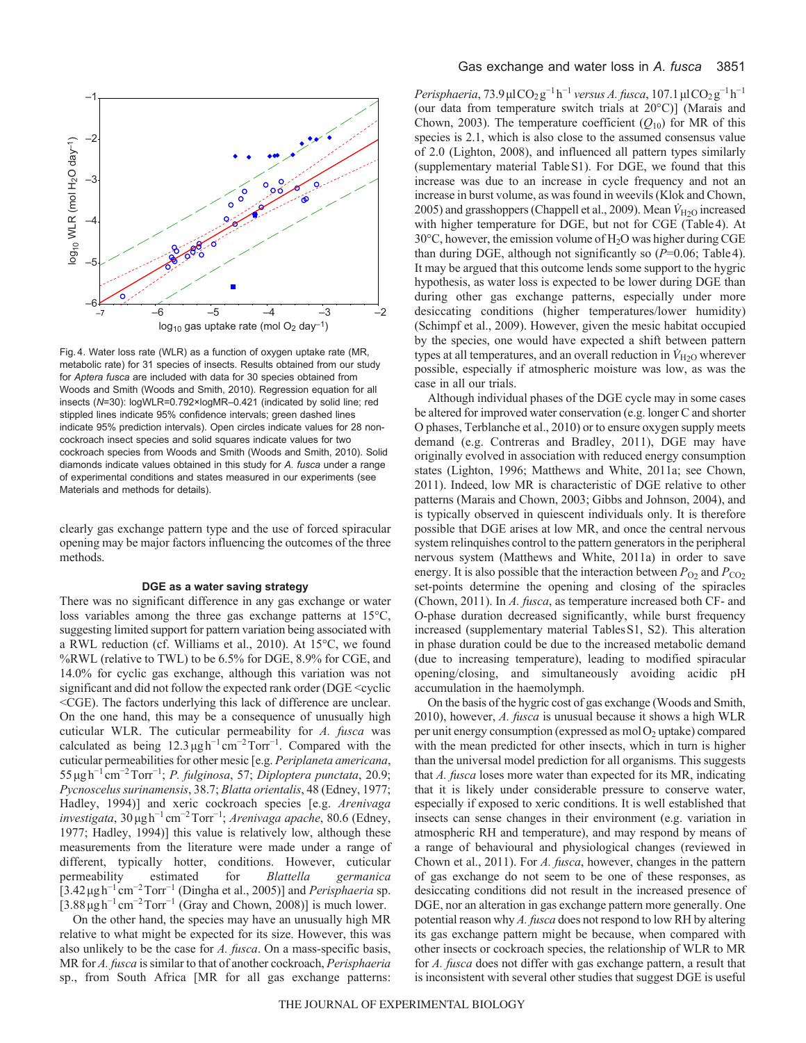Fig. 4. Water loss rate (WLR) as a function of oxygen uptake rate (MR, metabolic rate) for 31 species of insects. Results obtained from our study for *Aptera fusca* are included with data for 30 species obtained from Woods and Smith (Woods and Smith, 2010). Regression equation for all insects (*N*=30): logWLR=0.792×logMR–0.421 (indicated by solid line; red stippled lines indicate 95% confidence intervals; green dashed lines indicate 95% prediction intervals). Open circles indicate values for 28 non-cockroach insect species and solid squares indicate values for two cockroach species from Woods and Smith (Woods and Smith, 2010). Solid diamonds indicate values obtained in this study for *A. fusca* under a range of experimental conditions and states measured in our experiments (see Materials and methods for details).

clearly gas exchange pattern type and the use of forced spiracular opening may be major factors influencing the outcomes of the three methods.

### DGE as a water saving strategy

There was no significant difference in any gas exchange or water loss variables among the three gas exchange patterns at 15°C, suggesting limited support for pattern variation being associated with a RWL reduction (cf. Williams et al., 2010). At 15°C, we found %RWL (relative to TWL) to be 6.5% for DGE, 8.9% for CGE, and 14.0% for cyclic gas exchange, although this variation was not significant and did not follow the expected rank order (DGE <cyclic <CGE). The factors underlying this lack of difference are unclear. On the one hand, this may be a consequence of unusually high cuticular WLR. The cuticular permeability for *A. fusca* was calculated as being 12.3 μg h$^{-1}$ cm$^{-2}$ Torr$^{-1}$. Compared with the cuticular permeabilities for other mesic [e.g. *Periplaneta americana*, 55 μg h$^{-1}$ cm$^{-2}$ Torr$^{-1}$; *P. fulginosa*, 57; *Diploptera punctata*, 20.9; *Pycnoscelus surinamensis*, 38.7; *Blatta orientalis*, 48 (Edney, 1977; Hadley, 1994)] and xeric cockroach species [e.g. *Arenivaga investigata*, 30 μg h$^{-1}$ cm$^{-2}$ Torr$^{-1}$; *Arenivaga apache*, 80.6 (Edney, 1977; Hadley, 1994)] this value is relatively low, although these measurements from the literature were made under a range of different, typically hotter, conditions. However, cuticular permeability estimated for *Blattella germanica* [3.42 μg h$^{-1}$ cm$^{-2}$ Torr$^{-1}$ (Dingha et al., 2005)] and *Perisphaeria* sp. [3.88 μg h$^{-1}$ cm$^{-2}$ Torr$^{-1}$ (Gray and Chown, 2008)] is much lower.

On the other hand, the species may have an unusually high MR relative to what might be expected for its size. However, this was also unlikely to be the case for *A. fusca*. On a mass-specific basis, MR for *A. fusca* is similar to that of another cockroach, *Perisphaeria* sp., from South Africa [MR for all gas exchange patterns: *Perisphaeria*, 73.9 μl $CO_2$ g$^{-1}$ h$^{-1}$ *versus A. fusca*, 107.1 μl $CO_2$ g$^{-1}$ h$^{-1}$ (our data from temperature switch trials at 20°C)] (Marais and Chown, 2003). The temperature coefficient ($Q_{10}$) for MR of this species is 2.1, which is also close to the assumed consensus value of 2.0 (Lighton, 2008), and influenced all pattern types similarly (supplementary material Table S1). For DGE, we found that this increase was due to an increase in cycle frequency and not an increase in burst volume, as was found in weevils (Klok and Chown, 2005) and grasshoppers (Chappell et al., 2009). Mean $\dot{V}_{H_2O}$ increased with higher temperature for DGE, but not for CGE (Table 4). At 30°C, however, the emission volume of $H_2O$ was higher during CGE than during DGE, although not significantly so ($P$=0.06; Table 4). It may be argued that this outcome lends some support to the hygric hypothesis, as water loss is expected to be lower during DGE than during other gas exchange patterns, especially under more desiccating conditions (higher temperatures/lower humidity) (Schimpf et al., 2009). However, given the mesic habitat occupied by the species, one would have expected a shift between pattern types at all temperatures, and an overall reduction in $\dot{V}_{H_2O}$ wherever possible, especially if atmospheric moisture was low, as was the case in all our trials.

Although individual phases of the DGE cycle may in some cases be altered for improved water conservation (e.g. longer C and shorter O phases, Terblanche et al., 2010) or to ensure oxygen supply meets demand (e.g. Contreras and Bradley, 2011), DGE may have originally evolved in association with reduced energy consumption states (Lighton, 1996; Matthews and White, 2011a; see Chown, 2011). Indeed, low MR is characteristic of DGE relative to other patterns (Marais and Chown, 2003; Gibbs and Johnson, 2004), and is typically observed in quiescent individuals only. It is therefore possible that DGE arises at low MR, and once the central nervous system relinquishes control to the pattern generators in the peripheral nervous system (Matthews and White, 2011a) in order to save energy. It is also possible that the interaction between $P_{O_2}$ and $P_{CO_2}$ set-points determine the opening and closing of the spiracles (Chown, 2011). In *A. fusca*, as temperature increased both CF- and O-phase duration decreased significantly, while burst frequency increased (supplementary material Tables S1, S2). This alteration in phase duration could be due to the increased metabolic demand (due to increasing temperature), leading to modified spiracular opening/closing, and simultaneously avoiding acidic pH accumulation in the haemolymph.

On the basis of the hygric cost of gas exchange (Woods and Smith, 2010), however, *A. fusca* is unusual because it shows a high WLR per unit energy consumption (expressed as mol $O_2$ uptake) compared with the mean predicted for other insects, which in turn is higher than the universal model prediction for all organisms. This suggests that *A. fusca* loses more water than expected for its MR, indicating that it is likely under considerable pressure to conserve water, especially if exposed to xeric conditions. It is well established that insects can sense changes in their environment (e.g. variation in atmospheric RH and temperature), and may respond by means of a range of behavioural and physiological changes (reviewed in Chown et al., 2011). For *A. fusca*, however, changes in the pattern of gas exchange do not seem to be one of these responses, as desiccating conditions did not result in the increased presence of DGE, nor an alteration in gas exchange pattern more generally. One potential reason why *A. fusca* does not respond to low RH by altering its gas exchange pattern might be because, when compared with other insects or cockroach species, the relationship of WLR to MR for *A. fusca* does not differ with gas exchange pattern, a result that is inconsistent with several other studies that suggest DGE is useful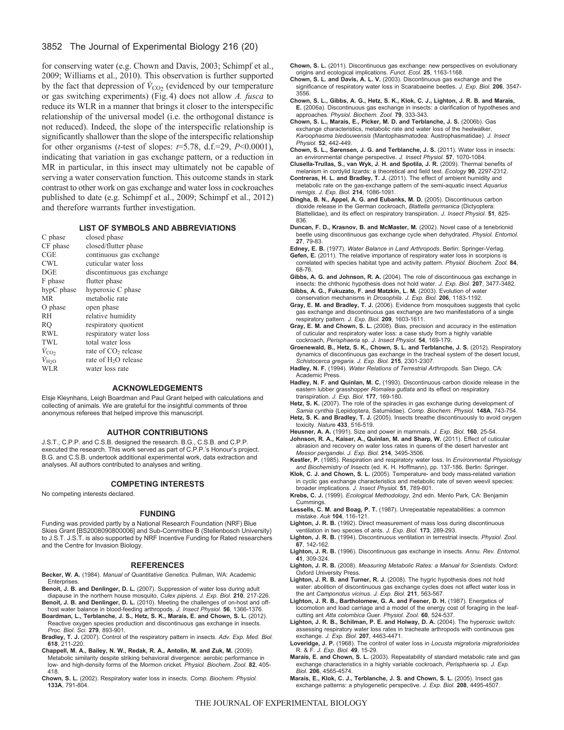for conserving water (e.g. Chown and Davis, 2003; Schimpf et al., 2009; Williams et al., 2010). This observation is further supported by the fact that depression of $\dot{V}_{CO_2}$ (evidenced by our temperature or gas switching experiments) (Fig. 4) does not allow *A. fusca* to reduce its WLR in a manner that brings it closer to the interspecific relationship of the universal model (i.e. the orthogonal distance is not reduced). Indeed, the slope of the interspecific relationship is significantly shallower than the slope of the interspecific relationship for other organisms (*t*-test of slopes: $t$=5.78, d.f.=29, $P$<0.0001), indicating that variation in gas exchange pattern, or a reduction in MR in particular, in this insect may ultimately not be capable of serving a water conservation function. This outcome stands in stark contrast to other work on gas exchange and water loss in cockroaches published to date (e.g. Schimpf et al., 2009; Schimpf et al., 2012) and therefore warrants further investigation.

## LIST OF SYMBOLS AND ABBREVIATIONS

| | |
|---|---|
| C phase | closed phase |
| CF phase | closed/flutter phase |
| CGE | continuous gas exchange |
| CWL | cuticular water loss |
| DGE | discontinuous gas exchange |
| F phase | flutter phase |
| hypC phase | hyperoxic C phase |
| MR | metabolic rate |
| O phase | open phase |
| RH | relative humidity |
| RQ | respiratory quotient |
| RWL | respiratory water loss |
| TWL | total water loss |
| $\dot{V}_{CO_2}$ | rate of $CO_2$ release |
| $\dot{V}_{H_2O}$ | rate of $H_2O$ release |
| WLR | water loss rate |

## ACKNOWLEDGEMENTS

Elsje Kleynhans, Leigh Boardman and Paul Grant helped with calculations and collecting of animals. We are grateful for the insightful comments of three anonymous referees that helped improve this manuscript.

## AUTHOR CONTRIBUTIONS

J.S.T., C.P.P. and C.S.B. designed the research. B.G., C.S.B. and C.P.P. executed the research. This work served as part of C.P.P.'s Honour's project. B.G. and C.S.B. undertook additional experimental work, data extraction and analyses. All authors contributed to analyses and writing.

## COMPETING INTERESTS

No competing interests declared.

## FUNDING

Funding was provided partly by a National Research Foundation (NRF) Blue Skies Grant [BS2008090800006] and Sub-Committee B (Stellenbosch University) to J.S.T. J.S.T. is also supported by NRF Incentive Funding for Rated researchers and the Centre for Invasion Biology.

## REFERENCES

**Becker, W. A.** (1984). *Manual of Quantitative Genetics.* Pullman, WA: Academic Enterprises.

**Benoit, J. B. and Denlinger, D. L.** (2007). Suppression of water loss during adult diapause in the northern house mosquito, *Culex pipiens. J. Exp. Biol.* **210**, 217-226.

**Benoit, J. B. and Denlinger, D. L.** (2010). Meeting the challenges of on-host and off-host water balance in blood-feeding arthropods. *J. Insect Physiol.* **56**, 1366-1376.

**Boardman, L., Terblanche, J. S., Hetz, S. K., Marais, E. and Chown, S. L.** (2012). Reactive oxygen species production and discontinuous gas exchange in insects. *Proc. Biol. Sci.* **279**, 893-901.

**Bradley, T. J.** (2007). Control of the respiratory pattern in insects. *Adv. Exp. Med. Biol.* **618**, 211-220.

**Chappell, M. A., Bailey, N. W., Redak, R. A., Antolin, M. and Zuk, M.** (2009). Metabolic similarity despite striking behavioral divergence: aerobic performance in low- and high-density forms of the Mormon cricket. *Physiol. Biochem. Zool.* **82**, 405-418.

**Chown, S. L.** (2002). Respiratory water loss in insects. *Comp. Biochem. Physiol.* **133A**, 791-804.

**Chown, S. L.** (2011). Discontinuous gas exchange: new perspectives on evolutionary origins and ecological implications. *Funct. Ecol.* **25**, 1163-1168.

**Chown, S. L. and Davis, A. L. V.** (2003). Discontinuous gas exchange and the significance of respiratory water loss in Scarabaeine beetles. *J. Exp. Biol.* **206**, 3547-3556.

**Chown, S. L., Gibbs, A. G., Hetz, S. K., Klok, C. J., Lighton, J. R. B. and Marais, E.** (2006a). Discontinuous gas exchange in insects: a clarification of hypotheses and approaches. *Physiol. Biochem. Zool.* **79**, 333-343.

**Chown, S. L., Marais, E., Picker, M. D. and Terblanche, J. S.** (2006b). Gas exchange characteristics, metabolic rate and water loss of the heelwalker, *Karoophasma biedouwensis* (Mantophasmatodea: Austrophasmatidae). *J. Insect Physiol.* **52**, 442-449.

**Chown, S. L., Sørensen, J. G. and Terblanche, J. S.** (2011). Water loss in insects: an environmental change perspective. *J. Insect Physiol.* **57**, 1070-1084.

**Clusella-Trullas, S., van Wyk, J. H. and Spotila, J. R.** (2009). Thermal benefits of melanism in cordylid lizards: a theoretical and field test. *Ecology* **90**, 2297-2312.

**Contreras, H. L. and Bradley, T. J.** (2011). The effect of ambient humidity and metabolic rate on the gas-exchange pattern of the semi-aquatic insect *Aquarius remigis*. *J. Exp. Biol.* **214**, 1086-1091.

**Dingha, B. N., Appel, A. G. and Eubanks, M. D.** (2005). Discontinuous carbon dioxide release in the German cockroach, *Blattella germanica* (Dictyoptera: Blattellidae), and its effect on respiratory transpiration. *J. Insect Physiol.* **51**, 825-836.

**Duncan, F. D., Krasnov, B. and McMaster, M.** (2002). Novel case of a tenebrionid beetle using discontinuous gas exchange cycle when dehydrated. *Physiol. Entomol.* **27**, 79-83.

**Edney, E. B.** (1977). *Water Balance in Land Arthropods*. Berlin: Springer-Verlag.

**Gefen, E.** (2011). The relative importance of respiratory water loss in scorpions is correlated with species habitat type and activity pattern. *Physiol. Biochem. Zool.* **84**, 68-76.

**Gibbs, A. G. and Johnson, R. A.** (2004). The role of discontinuous gas exchange in insects: the chthonic hypothesis does not hold water. *J. Exp. Biol.* **207**, 3477-3482.

**Gibbs, A. G., Fukuzato, F. and Matzkin, L. M.** (2003). Evolution of water conservation mechanisms in *Drosophila*. *J. Exp. Biol.* **206**, 1183-1192.

**Gray, E. M. and Bradley, T. J.** (2006). Evidence from mosquitoes suggests that cyclic gas exchange and discontinuous gas exchange are two manifestations of a single respiratory pattern. *J. Exp. Biol.* **209**, 1603-1611.

**Gray, E. M. and Chown, S. L.** (2008). Bias, precision and accuracy in the estimation of cuticular and respiratory water loss: a case study from a highly variable cockroach, *Perisphaeria* sp. *J. Insect Physiol.* **54**, 169-179.

**Groenewald, B., Hetz, S. K., Chown, S. L. and Terblanche, J. S.** (2012). Respiratory dynamics of discontinuous gas exchange in the tracheal system of the desert locust, *Schistocerca gregaria*. *J. Exp. Biol.* **215**, 2301-2307.

**Hadley, N. F.** (1994). *Water Relations of Terrestrial Arthropods.* San Diego, CA: Academic Press.

**Hadley, N. F. and Quinlan, M. C.** (1993). Discontinuous carbon dioxide release in the eastern lubber grasshopper *Romalea guttata* and its effect on respiratory transpiration. *J. Exp. Biol.* **177**, 169-180.

**Hetz, S. K.** (2007). The role of the spiracles in gas exchange during development of *Samia cynthia* (Lepidoptera, Saturniidae). *Comp. Biochem. Physiol.* **148A**, 743-754.

**Hetz, S. K. and Bradley, T. J.** (2005). Insects breathe discontinuously to avoid oxygen toxicity. *Nature* **433**, 516-519.

**Heusner, A. A.** (1991). Size and power in mammals. *J. Exp. Biol.* **160**, 25-54.

**Johnson, R. A., Kaiser, A., Quinlan, M. and Sharp, W.** (2011). Effect of cuticular abrasion and recovery on water loss rates in queens of the desert harvester ant *Messor pergandei*. *J. Exp. Biol.* **214**, 3495-3506.

**Kestler, P.** (1985). Respiration and respiratory water loss. In *Environmental Physiology and Biochemistry of Insects* (ed. K. H. Hoffmann), pp. 137-186. Berlin: Springer.

**Klok, C. J. and Chown, S. L.** (2005). Temperature- and body mass-related variation in cyclic gas exchange characteristics and metabolic rate of seven weevil species: broader implications. *J. Insect Physiol.* **51**, 789-801.

**Krebs, C. J.** (1999). *Ecological Methodology*, 2nd edn. Menlo Park, CA: Benjamin Cummings.

**Lessells, C. M. and Boag, P. T.** (1987). Unrepeatable repeatabilities: a common mistake. *Auk* **104**, 116-121.

**Lighton, J. R. B.** (1992). Direct measurement of mass loss during discontinuous ventilation in two species of ants. *J. Exp. Biol.* **173**, 289-293.

**Lighton, J. R. B.** (1994). Discontinuous ventilation in terrestrial insects. *Physiol. Zool.* **67**, 142-162.

**Lighton, J. R. B.** (1996). Discontinuous gas exchange in insects. *Annu. Rev. Entomol.* **41**, 309-324.

**Lighton, J. R. B.** (2008). *Measuring Metabolic Rates: a Manual for Scientists.* Oxford: Oxford University Press.

**Lighton, J. R. B. and Turner, R. J.** (2008). The hygric hypothesis does not hold water: abolition of discontinuous gas exchange cycles does not affect water loss in the ant *Camponotus vicinus*. *J. Exp. Biol.* **211**, 563-567.

**Lighton, J. R. B., Bartholomew, G. A. and Feener, D. H.** (1987). Energetics of locomotion and load carriage and a model of the energy cost of foraging in the leaf-cutting ant *Atta colombica* Guer. *Physiol. Zool.* **60**, 524-537.

**Lighton, J. R. B., Schilman, P. E. and Holway, D. A.** (2004). The hyperoxic switch: assessing respiratory water loss rates in tracheate arthropods with continuous gas exchange. *J. Exp. Biol.* **207**, 4463-4471.

**Loveridge, J. P.** (1968). The control of water loss in *Locusta migratoria migratorioides* R. & F. *J. Exp. Biol.* **49**, 15-29.

**Marais, E. and Chown, S. L.** (2003). Repeatability of standard metabolic rate and gas exchange characteristics in a highly variable cockroach, *Perisphaeria* sp. *J. Exp. Biol.* **206**, 4565-4574.

**Marais, E., Klok, C. J., Terblanche, J. S. and Chown, S. L.** (2005). Insect gas exchange patterns: a phylogenetic perspective. *J. Exp. Biol.* **208**, 4495-4507.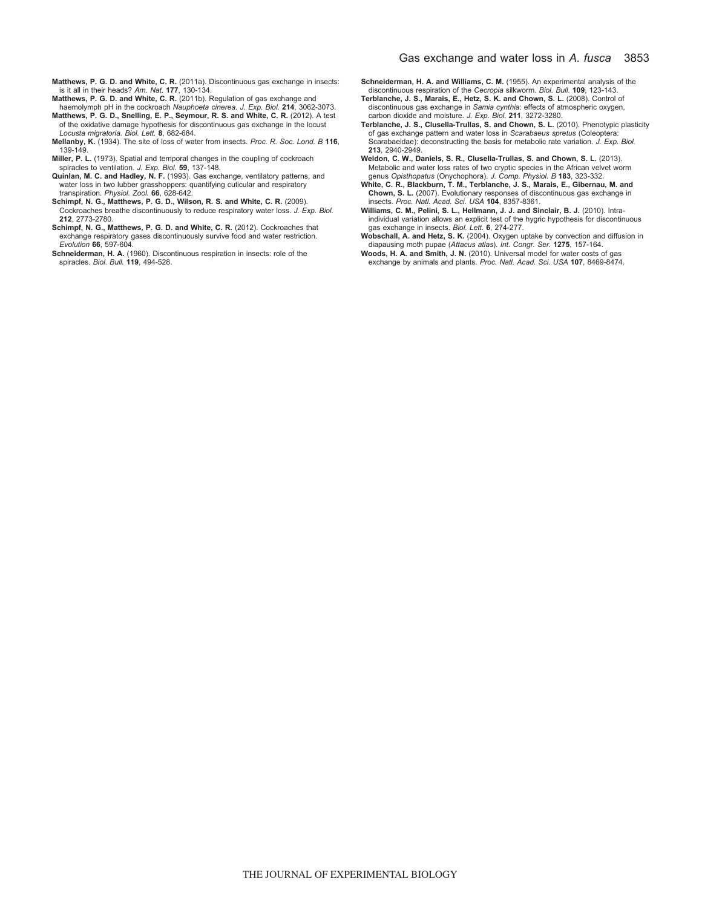**Matthews, P. G. D. and White, C. R.** (2011a). Discontinuous gas exchange in insects: is it all in their heads? *Am. Nat.* **177**, 130-134.

**Matthews, P. G. D. and White, C. R.** (2011b). Regulation of gas exchange and haemolymph pH in the cockroach *Nauphoeta cinerea*. *J. Exp. Biol.* **214**, 3062-3073.

**Matthews, P. G. D., Snelling, E. P., Seymour, R. S. and White, C. R.** (2012). A test of the oxidative damage hypothesis for discontinuous gas exchange in the locust *Locusta migratoria*. *Biol. Lett.* **8**, 682-684.

**Mellanby, K.** (1934). The site of loss of water from insects. *Proc. R. Soc. Lond. B* **116**, 139-149.

**Miller, P. L.** (1973). Spatial and temporal changes in the coupling of cockroach spiracles to ventilation. *J. Exp. Biol.* **59**, 137-148.

**Quinlan, M. C. and Hadley, N. F.** (1993). Gas exchange, ventilatory patterns, and water loss in two lubber grasshoppers: quantifying cuticular and respiratory transpiration. *Physiol. Zool.* **66**, 628-642.

**Schimpf, N. G., Matthews, P. G. D., Wilson, R. S. and White, C. R.** (2009). Cockroaches breathe discontinuously to reduce respiratory water loss. *J. Exp. Biol.* **212**, 2773-2780.

**Schimpf, N. G., Matthews, P. G. D. and White, C. R.** (2012). Cockroaches that exchange respiratory gases discontinuously survive food and water restriction. *Evolution* **66**, 597-604.

**Schneiderman, H. A.** (1960). Discontinuous respiration in insects: role of the spiracles. *Biol. Bull.* **119**, 494-528.

**Schneiderman, H. A. and Williams, C. M.** (1955). An experimental analysis of the discontinuous respiration of the *Cecropia* silkworm. *Biol. Bull.* **109**, 123-143.

**Terblanche, J. S., Marais, E., Hetz, S. K. and Chown, S. L.** (2008). Control of discontinuous gas exchange in *Samia cynthia*: effects of atmospheric oxygen, carbon dioxide and moisture. *J. Exp. Biol.* **211**, 3272-3280.

**Terblanche, J. S., Clusella-Trullas, S. and Chown, S. L.** (2010). Phenotypic plasticity of gas exchange pattern and water loss in *Scarabaeus spretus* (Coleoptera: Scarabaeidae): deconstructing the basis for metabolic rate variation. *J. Exp. Biol.* **213**, 2940-2949.

**Weldon, C. W., Daniels, S. R., Clusella-Trullas, S. and Chown, S. L.** (2013). Metabolic and water loss rates of two cryptic species in the African velvet worm genus *Opisthopatus* (Onychophora). *J. Comp. Physiol. B* **183**, 323-332.

**White, C. R., Blackburn, T. M., Terblanche, J. S., Marais, E., Gibernau, M. and Chown, S. L.** (2007). Evolutionary responses of discontinuous gas exchange in insects. *Proc. Natl. Acad. Sci. USA* **104**, 8357-8361.

**Williams, C. M., Pelini, S. L., Hellmann, J. J. and Sinclair, B. J.** (2010). Intra-individual variation allows an explicit test of the hygric hypothesis for discontinuous gas exchange in insects. *Biol. Lett.* **6**, 274-277.

**Wobschall, A. and Hetz, S. K.** (2004). Oxygen uptake by convection and diffusion in diapausing moth pupae (*Attacus atlas*). *Int. Congr. Ser.* **1275**, 157-164.

**Woods, H. A. and Smith, J. N.** (2010). Universal model for water costs of gas exchange by animals and plants. *Proc. Natl. Acad. Sci. USA* **107**, 8469-8474.